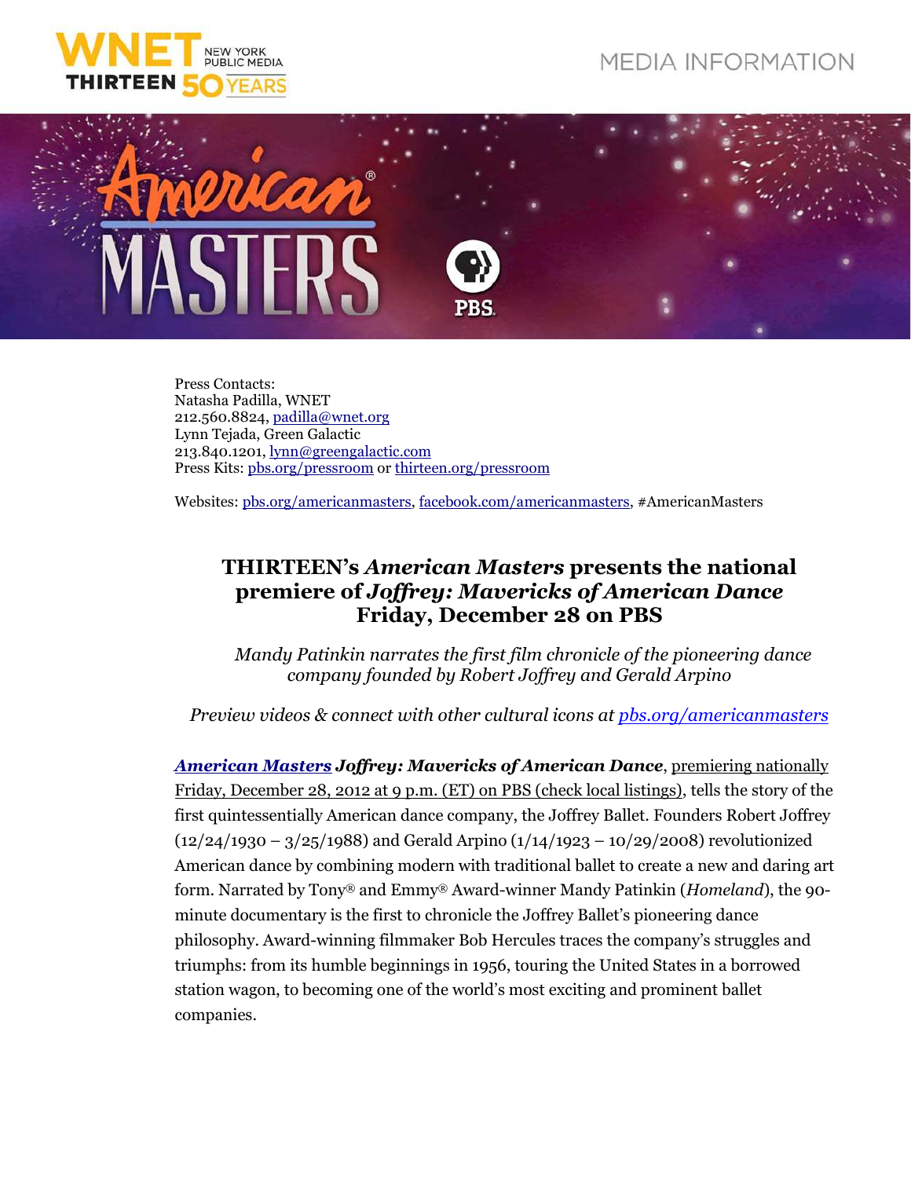MEDIA INFORMATION

Press Contacts:
Natasha Padilla, WNET
212.560.8824, padilla@wnet.org
Lynn Tejada, Green Galactic
213.840.1201, lynn@greengalactic.com
Press Kits: pbs.org/pressroom or thirteen.org/pressroom

Websites: pbs.org/americanmasters, facebook.com/americanmasters, #AmericanMasters

# THIRTEEN's *American Masters* presents the national premiere of *Joffrey: Mavericks of American Dance* Friday, December 28 on PBS

*Mandy Patinkin narrates the first film chronicle of the pioneering dance company founded by Robert Joffrey and Gerald Arpino*

*Preview videos & connect with other cultural icons at pbs.org/americanmasters*

***American Masters* *Joffrey: Mavericks of American Dance***, premiering nationally Friday, December 28, 2012 at 9 p.m. (ET) on PBS (check local listings), tells the story of the first quintessentially American dance company, the Joffrey Ballet. Founders Robert Joffrey (12/24/1930 – 3/25/1988) and Gerald Arpino (1/14/1923 – 10/29/2008) revolutionized American dance by combining modern with traditional ballet to create a new and daring art form. Narrated by Tony® and Emmy® Award-winner Mandy Patinkin (*Homeland*), the 90-minute documentary is the first to chronicle the Joffrey Ballet's pioneering dance philosophy. Award-winning filmmaker Bob Hercules traces the company's struggles and triumphs: from its humble beginnings in 1956, touring the United States in a borrowed station wagon, to becoming one of the world's most exciting and prominent ballet companies.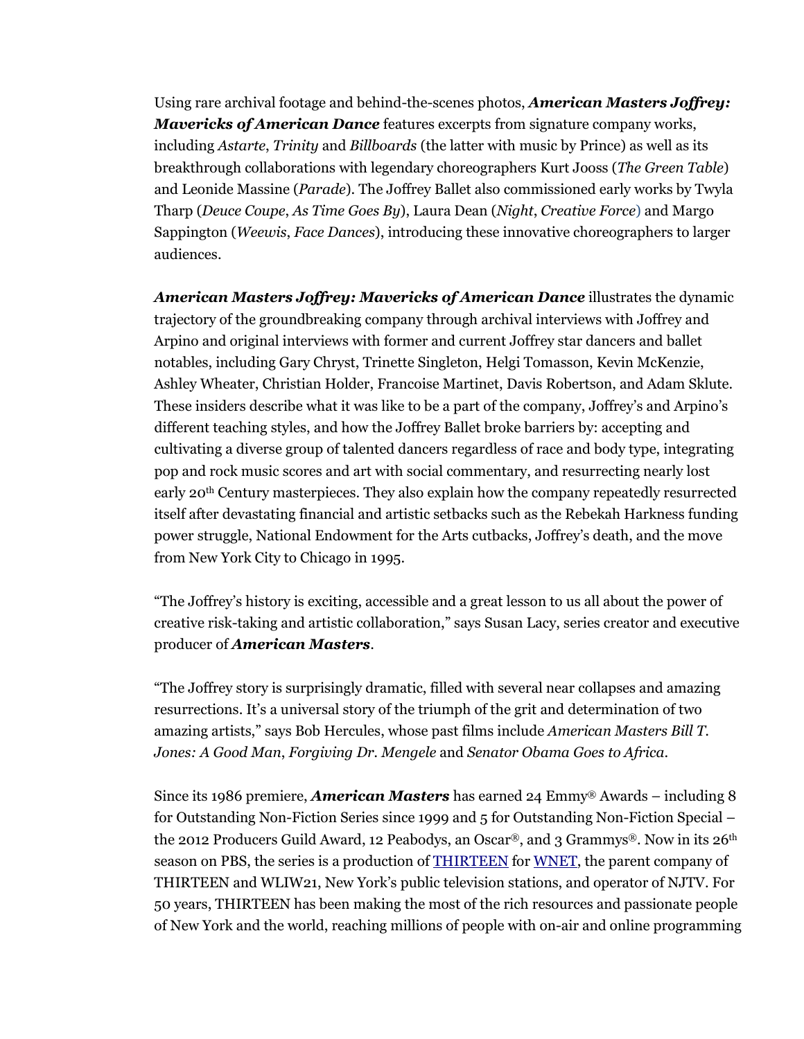Using rare archival footage and behind-the-scenes photos, ***American Masters Joffrey: Mavericks of American Dance*** features excerpts from signature company works, including *Astarte*, *Trinity* and *Billboards* (the latter with music by Prince) as well as its breakthrough collaborations with legendary choreographers Kurt Jooss (*The Green Table*) and Leonide Massine (*Parade*). The Joffrey Ballet also commissioned early works by Twyla Tharp (*Deuce Coupe*, *As Time Goes By*), Laura Dean (*Night*, *Creative Force*) and Margo Sappington (*Weewis*, *Face Dances*), introducing these innovative choreographers to larger audiences.

***American Masters Joffrey: Mavericks of American Dance*** illustrates the dynamic trajectory of the groundbreaking company through archival interviews with Joffrey and Arpino and original interviews with former and current Joffrey star dancers and ballet notables, including Gary Chryst, Trinette Singleton, Helgi Tomasson, Kevin McKenzie, Ashley Wheater, Christian Holder, Francoise Martinet, Davis Robertson, and Adam Sklute. These insiders describe what it was like to be a part of the company, Joffrey's and Arpino's different teaching styles, and how the Joffrey Ballet broke barriers by: accepting and cultivating a diverse group of talented dancers regardless of race and body type, integrating pop and rock music scores and art with social commentary, and resurrecting nearly lost early 20th Century masterpieces. They also explain how the company repeatedly resurrected itself after devastating financial and artistic setbacks such as the Rebekah Harkness funding power struggle, National Endowment for the Arts cutbacks, Joffrey's death, and the move from New York City to Chicago in 1995.

"The Joffrey's history is exciting, accessible and a great lesson to us all about the power of creative risk-taking and artistic collaboration," says Susan Lacy, series creator and executive producer of ***American Masters***.

"The Joffrey story is surprisingly dramatic, filled with several near collapses and amazing resurrections. It's a universal story of the triumph of the grit and determination of two amazing artists," says Bob Hercules, whose past films include *American Masters Bill T. Jones: A Good Man*, *Forgiving Dr. Mengele* and *Senator Obama Goes to Africa*.

Since its 1986 premiere, ***American Masters*** has earned 24 Emmy® Awards – including 8 for Outstanding Non-Fiction Series since 1999 and 5 for Outstanding Non-Fiction Special – the 2012 Producers Guild Award, 12 Peabodys, an Oscar®, and 3 Grammys®. Now in its 26th season on PBS, the series is a production of [THIRTEEN](#) for [WNET](#), the parent company of THIRTEEN and WLIW21, New York's public television stations, and operator of NJTV. For 50 years, THIRTEEN has been making the most of the rich resources and passionate people of New York and the world, reaching millions of people with on-air and online programming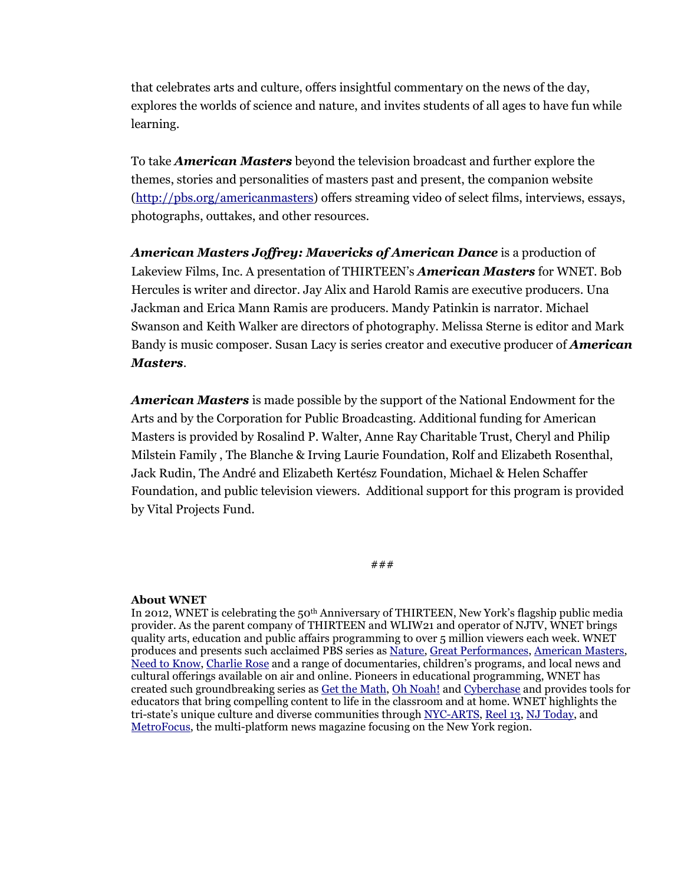that celebrates arts and culture, offers insightful commentary on the news of the day, explores the worlds of science and nature, and invites students of all ages to have fun while learning.

To take ***American Masters*** beyond the television broadcast and further explore the themes, stories and personalities of masters past and present, the companion website (http://pbs.org/americanmasters) offers streaming video of select films, interviews, essays, photographs, outtakes, and other resources.

***American Masters Joffrey: Mavericks of American Dance*** is a production of Lakeview Films, Inc. A presentation of THIRTEEN's ***American Masters*** for WNET. Bob Hercules is writer and director. Jay Alix and Harold Ramis are executive producers. Una Jackman and Erica Mann Ramis are producers. Mandy Patinkin is narrator. Michael Swanson and Keith Walker are directors of photography. Melissa Sterne is editor and Mark Bandy is music composer. Susan Lacy is series creator and executive producer of ***American Masters***.

***American Masters*** is made possible by the support of the National Endowment for the Arts and by the Corporation for Public Broadcasting. Additional funding for American Masters is provided by Rosalind P. Walter, Anne Ray Charitable Trust, Cheryl and Philip Milstein Family , The Blanche & Irving Laurie Foundation, Rolf and Elizabeth Rosenthal, Jack Rudin, The André and Elizabeth Kertész Foundation, Michael & Helen Schaffer Foundation, and public television viewers. Additional support for this program is provided by Vital Projects Fund.

###

**About WNET**
In 2012, WNET is celebrating the 50th Anniversary of THIRTEEN, New York's flagship public media provider. As the parent company of THIRTEEN and WLIW21 and operator of NJTV, WNET brings quality arts, education and public affairs programming to over 5 million viewers each week. WNET produces and presents such acclaimed PBS series as Nature, Great Performances, American Masters, Need to Know, Charlie Rose and a range of documentaries, children's programs, and local news and cultural offerings available on air and online. Pioneers in educational programming, WNET has created such groundbreaking series as Get the Math, Oh Noah! and Cyberchase and provides tools for educators that bring compelling content to life in the classroom and at home. WNET highlights the tri-state's unique culture and diverse communities through NYC-ARTS, Reel 13, NJ Today, and MetroFocus, the multi-platform news magazine focusing on the New York region.